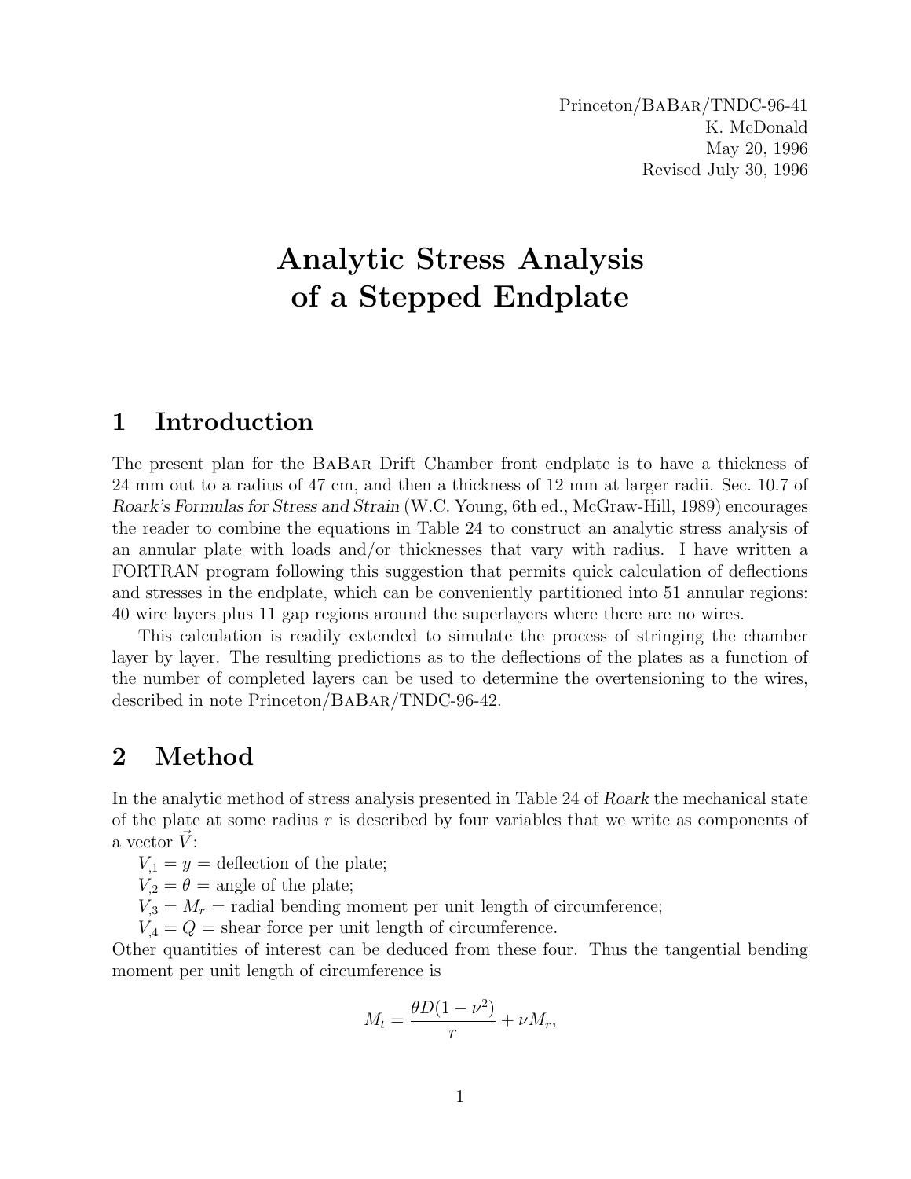Princeton/BaBar/TNDC-96-41
K. McDonald
May 20, 1996
Revised July 30, 1996

# Analytic Stress Analysis of a Stepped Endplate

## 1 Introduction

The present plan for the BaBar Drift Chamber front endplate is to have a thickness of 24 mm out to a radius of 47 cm, and then a thickness of 12 mm at larger radii. Sec. 10.7 of *Roark's Formulas for Stress and Strain* (W.C. Young, 6th ed., McGraw-Hill, 1989) encourages the reader to combine the equations in Table 24 to construct an analytic stress analysis of an annular plate with loads and/or thicknesses that vary with radius. I have written a FORTRAN program following this suggestion that permits quick calculation of deflections and stresses in the endplate, which can be conveniently partitioned into 51 annular regions: 40 wire layers plus 11 gap regions around the superlayers where there are no wires.

This calculation is readily extended to simulate the process of stringing the chamber layer by layer. The resulting predictions as to the deflections of the plates as a function of the number of completed layers can be used to determine the overtensioning to the wires, described in note Princeton/BaBar/TNDC-96-42.

## 2 Method

In the analytic method of stress analysis presented in Table 24 of *Roark* the mechanical state of the plate at some radius $r$ is described by four variables that we write as components of a vector $\vec{V}$:

$V_{,1} = y =$ deflection of the plate;

$V_{,2} = \theta =$ angle of the plate;

$V_{,3} = M_r =$ radial bending moment per unit length of circumference;

$V_{,4} = Q =$ shear force per unit length of circumference.

Other quantities of interest can be deduced from these four. Thus the tangential bending moment per unit length of circumference is

$$M_t = \frac{\theta D(1-\nu^2)}{r} + \nu M_r,$$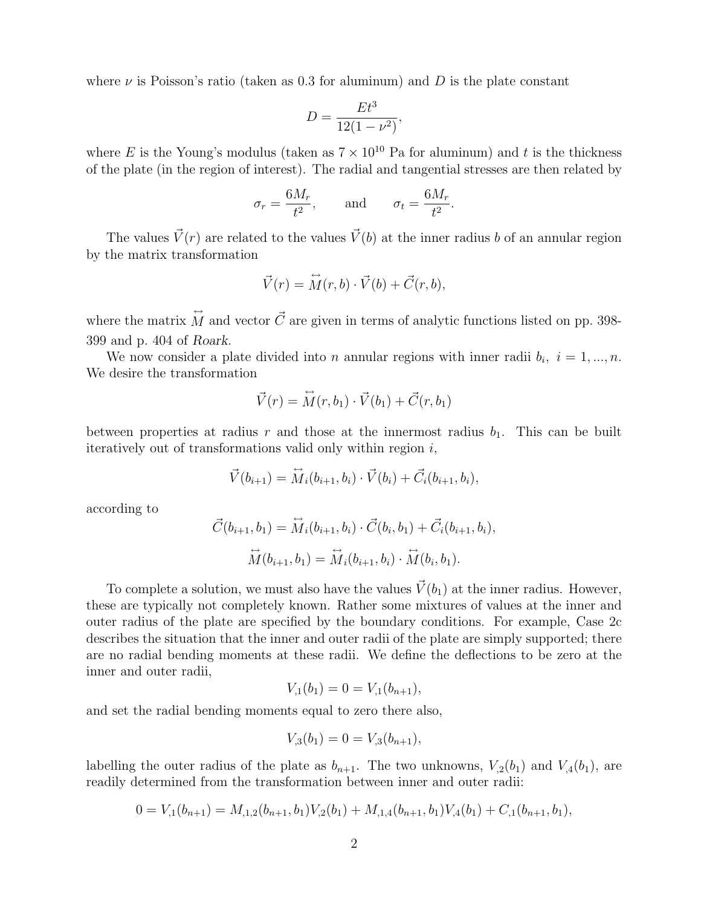where $\nu$ is Poisson's ratio (taken as 0.3 for aluminum) and $D$ is the plate constant

$$D = \frac{Et^3}{12(1-\nu^2)},$$

where $E$ is the Young's modulus (taken as $7 \times 10^{10}$ Pa for aluminum) and $t$ is the thickness of the plate (in the region of interest). The radial and tangential stresses are then related by

$$\sigma_r = \frac{6M_r}{t^2}, \qquad \text{and} \qquad \sigma_t = \frac{6M_r}{t^2}.$$

The values $\vec{V}(r)$ are related to the values $\vec{V}(b)$ at the inner radius $b$ of an annular region by the matrix transformation

$$\vec{V}(r) = \overleftrightarrow{M}(r,b) \cdot \vec{V}(b) + \vec{C}(r,b),$$

where the matrix $\overleftrightarrow{M}$ and vector $\vec{C}$ are given in terms of analytic functions listed on pp. 398-399 and p. 404 of *Roark*.

We now consider a plate divided into $n$ annular regions with inner radii $b_i, \ i = 1, ..., n$. We desire the transformation

$$\vec{V}(r) = \overleftrightarrow{M}(r,b_1) \cdot \vec{V}(b_1) + \vec{C}(r,b_1)$$

between properties at radius $r$ and those at the innermost radius $b_1$. This can be built iteratively out of transformations valid only within region $i$,

$$\vec{V}(b_{i+1}) = \overleftrightarrow{M}_i(b_{i+1},b_i) \cdot \vec{V}(b_i) + \vec{C}_i(b_{i+1},b_i),$$

according to

$$\vec{C}(b_{i+1},b_1) = \overleftrightarrow{M}_i(b_{i+1},b_i) \cdot \vec{C}(b_i,b_1) + \vec{C}_i(b_{i+1},b_i),$$

$$\overleftrightarrow{M}(b_{i+1},b_1) = \overleftrightarrow{M}_i(b_{i+1},b_i) \cdot \overleftrightarrow{M}(b_i,b_1).$$

To complete a solution, we must also have the values $\vec{V}(b_1)$ at the inner radius. However, these are typically not completely known. Rather some mixtures of values at the inner and outer radius of the plate are specified by the boundary conditions. For example, Case 2c describes the situation that the inner and outer radii of the plate are simply supported; there are no radial bending moments at these radii. We define the deflections to be zero at the inner and outer radii,

$$V_{,1}(b_1) = 0 = V_{,1}(b_{n+1}),$$

and set the radial bending moments equal to zero there also,

$$V_{,3}(b_1) = 0 = V_{,3}(b_{n+1}),$$

labelling the outer radius of the plate as $b_{n+1}$. The two unknowns, $V_{,2}(b_1)$ and $V_{,4}(b_1)$, are readily determined from the transformation between inner and outer radii:

$$0 = V_{,1}(b_{n+1}) = M_{,1,2}(b_{n+1},b_1)V_{,2}(b_1) + M_{,1,4}(b_{n+1},b_1)V_{,4}(b_1) + C_{,1}(b_{n+1},b_1),$$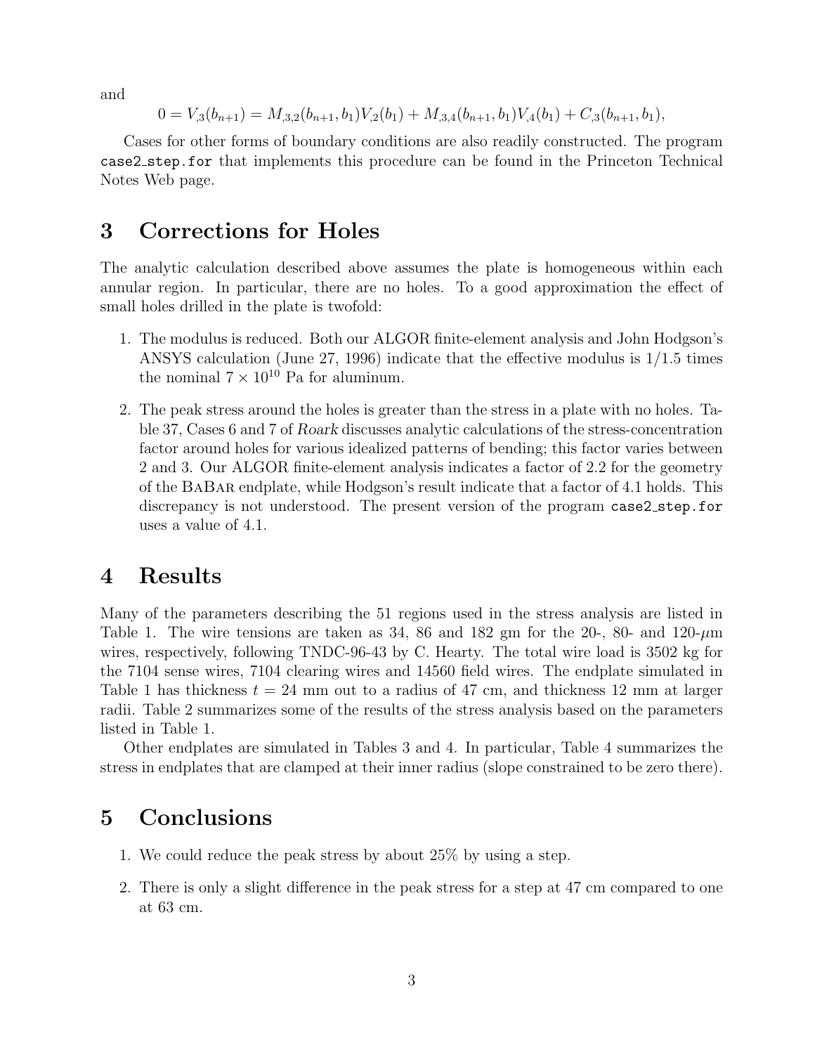and

$$0 = V_{,3}(b_{n+1}) = M_{,3,2}(b_{n+1}, b_1)V_{,2}(b_1) + M_{,3,4}(b_{n+1}, b_1)V_{,4}(b_1) + C_{,3}(b_{n+1}, b_1),$$

Cases for other forms of boundary conditions are also readily constructed. The program `case2_step.for` that implements this procedure can be found in the Princeton Technical Notes Web page.

# 3 Corrections for Holes

The analytic calculation described above assumes the plate is homogeneous within each annular region. In particular, there are no holes. To a good approximation the effect of small holes drilled in the plate is twofold:

1. The modulus is reduced. Both our ALGOR finite-element analysis and John Hodgson's ANSYS calculation (June 27, 1996) indicate that the effective modulus is 1/1.5 times the nominal $7 \times 10^{10}$ Pa for aluminum.
2. The peak stress around the holes is greater than the stress in a plate with no holes. Table 37, Cases 6 and 7 of *Roark* discusses analytic calculations of the stress-concentration factor around holes for various idealized patterns of bending; this factor varies between 2 and 3. Our ALGOR finite-element analysis indicates a factor of 2.2 for the geometry of the BaBar endplate, while Hodgson's result indicate that a factor of 4.1 holds. This discrepancy is not understood. The present version of the program `case2_step.for` uses a value of 4.1.

# 4 Results

Many of the parameters describing the 51 regions used in the stress analysis are listed in Table 1. The wire tensions are taken as 34, 86 and 182 gm for the 20-, 80- and 120-$\mu$m wires, respectively, following TNDC-96-43 by C. Hearty. The total wire load is 3502 kg for the 7104 sense wires, 7104 clearing wires and 14560 field wires. The endplate simulated in Table 1 has thickness $t = 24$ mm out to a radius of 47 cm, and thickness 12 mm at larger radii. Table 2 summarizes some of the results of the stress analysis based on the parameters listed in Table 1.

Other endplates are simulated in Tables 3 and 4. In particular, Table 4 summarizes the stress in endplates that are clamped at their inner radius (slope constrained to be zero there).

# 5 Conclusions

1. We could reduce the peak stress by about 25% by using a step.
2. There is only a slight difference in the peak stress for a step at 47 cm compared to one at 63 cm.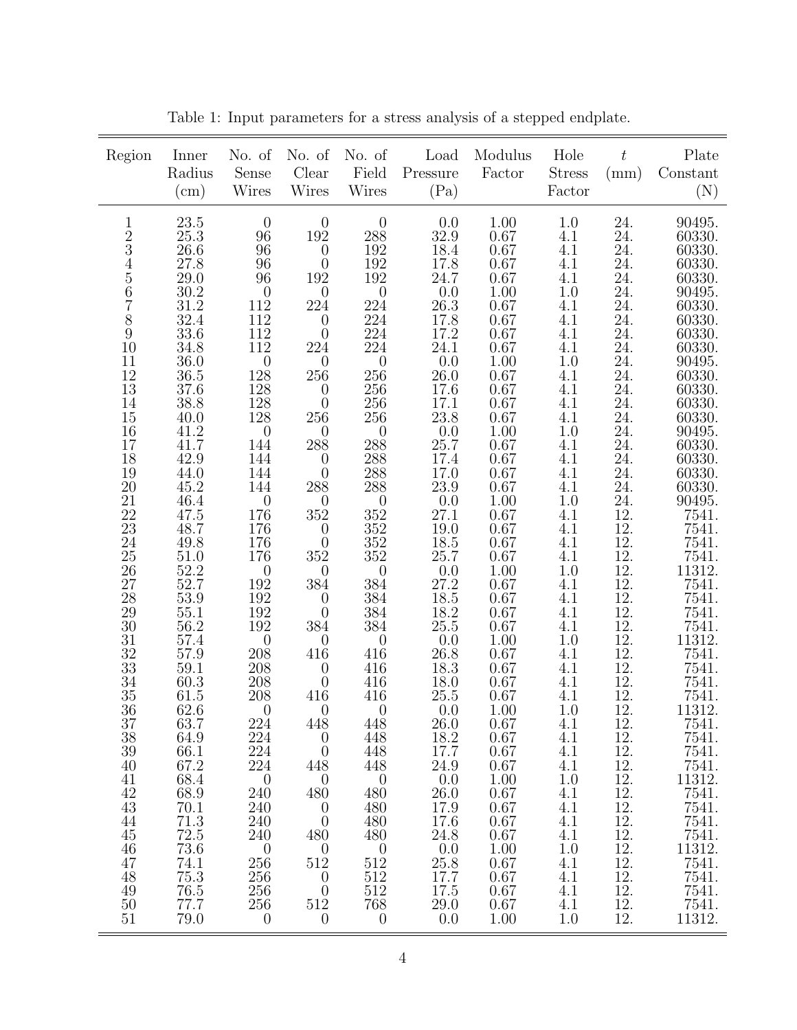Table 1: Input parameters for a stress analysis of a stepped endplate.

| Region | Inner Radius (cm) | No. of Sense Wires | No. of Clear Wires | No. of Field Wires | Load Pressure (Pa) | Modulus Factor | Hole Stress Factor | $t$ (mm) | Plate Constant (N) |
|---|---|---|---|---|---|---|---|---|---|
| 1 | 23.5 | 0 | 0 | 0 | 0.0 | 1.00 | 1.0 | 24. | 90495. |
| 2 | 25.3 | 96 | 192 | 288 | 32.9 | 0.67 | 4.1 | 24. | 60330. |
| 3 | 26.6 | 96 | 0 | 192 | 18.4 | 0.67 | 4.1 | 24. | 60330. |
| 4 | 27.8 | 96 | 0 | 192 | 17.8 | 0.67 | 4.1 | 24. | 60330. |
| 5 | 29.0 | 96 | 192 | 192 | 24.7 | 0.67 | 4.1 | 24. | 60330. |
| 6 | 30.2 | 0 | 0 | 0 | 0.0 | 1.00 | 1.0 | 24. | 90495. |
| 7 | 31.2 | 112 | 224 | 224 | 26.3 | 0.67 | 4.1 | 24. | 60330. |
| 8 | 32.4 | 112 | 0 | 224 | 17.8 | 0.67 | 4.1 | 24. | 60330. |
| 9 | 33.6 | 112 | 0 | 224 | 17.2 | 0.67 | 4.1 | 24. | 60330. |
| 10 | 34.8 | 112 | 224 | 224 | 24.1 | 0.67 | 4.1 | 24. | 60330. |
| 11 | 36.0 | 0 | 0 | 0 | 0.0 | 1.00 | 1.0 | 24. | 90495. |
| 12 | 36.5 | 128 | 256 | 256 | 26.0 | 0.67 | 4.1 | 24. | 60330. |
| 13 | 37.6 | 128 | 0 | 256 | 17.6 | 0.67 | 4.1 | 24. | 60330. |
| 14 | 38.8 | 128 | 0 | 256 | 17.1 | 0.67 | 4.1 | 24. | 60330. |
| 15 | 40.0 | 128 | 256 | 256 | 23.8 | 0.67 | 4.1 | 24. | 60330. |
| 16 | 41.2 | 0 | 0 | 0 | 0.0 | 1.00 | 1.0 | 24. | 90495. |
| 17 | 41.7 | 144 | 288 | 288 | 25.7 | 0.67 | 4.1 | 24. | 60330. |
| 18 | 42.9 | 144 | 0 | 288 | 17.4 | 0.67 | 4.1 | 24. | 60330. |
| 19 | 44.0 | 144 | 0 | 288 | 17.0 | 0.67 | 4.1 | 24. | 60330. |
| 20 | 45.2 | 144 | 288 | 288 | 23.9 | 0.67 | 4.1 | 24. | 60330. |
| 21 | 46.4 | 0 | 0 | 0 | 0.0 | 1.00 | 1.0 | 24. | 90495. |
| 22 | 47.5 | 176 | 352 | 352 | 27.1 | 0.67 | 4.1 | 12. | 7541. |
| 23 | 48.7 | 176 | 0 | 352 | 19.0 | 0.67 | 4.1 | 12. | 7541. |
| 24 | 49.8 | 176 | 0 | 352 | 18.5 | 0.67 | 4.1 | 12. | 7541. |
| 25 | 51.0 | 176 | 352 | 352 | 25.7 | 0.67 | 4.1 | 12. | 7541. |
| 26 | 52.2 | 0 | 0 | 0 | 0.0 | 1.00 | 1.0 | 12. | 11312. |
| 27 | 52.7 | 192 | 384 | 384 | 27.2 | 0.67 | 4.1 | 12. | 7541. |
| 28 | 53.9 | 192 | 0 | 384 | 18.5 | 0.67 | 4.1 | 12. | 7541. |
| 29 | 55.1 | 192 | 0 | 384 | 18.2 | 0.67 | 4.1 | 12. | 7541. |
| 30 | 56.2 | 192 | 384 | 384 | 25.5 | 0.67 | 4.1 | 12. | 7541. |
| 31 | 57.4 | 0 | 0 | 0 | 0.0 | 1.00 | 1.0 | 12. | 11312. |
| 32 | 57.9 | 208 | 416 | 416 | 26.8 | 0.67 | 4.1 | 12. | 7541. |
| 33 | 59.1 | 208 | 0 | 416 | 18.3 | 0.67 | 4.1 | 12. | 7541. |
| 34 | 60.3 | 208 | 0 | 416 | 18.0 | 0.67 | 4.1 | 12. | 7541. |
| 35 | 61.5 | 208 | 416 | 416 | 25.5 | 0.67 | 4.1 | 12. | 7541. |
| 36 | 62.6 | 0 | 0 | 0 | 0.0 | 1.00 | 1.0 | 12. | 11312. |
| 37 | 63.7 | 224 | 448 | 448 | 26.0 | 0.67 | 4.1 | 12. | 7541. |
| 38 | 64.9 | 224 | 0 | 448 | 18.2 | 0.67 | 4.1 | 12. | 7541. |
| 39 | 66.1 | 224 | 0 | 448 | 17.7 | 0.67 | 4.1 | 12. | 7541. |
| 40 | 67.2 | 224 | 448 | 448 | 24.9 | 0.67 | 4.1 | 12. | 7541. |
| 41 | 68.4 | 0 | 0 | 0 | 0.0 | 1.00 | 1.0 | 12. | 11312. |
| 42 | 68.9 | 240 | 480 | 480 | 26.0 | 0.67 | 4.1 | 12. | 7541. |
| 43 | 70.1 | 240 | 0 | 480 | 17.9 | 0.67 | 4.1 | 12. | 7541. |
| 44 | 71.3 | 240 | 0 | 480 | 17.6 | 0.67 | 4.1 | 12. | 7541. |
| 45 | 72.5 | 240 | 480 | 480 | 24.8 | 0.67 | 4.1 | 12. | 7541. |
| 46 | 73.6 | 0 | 0 | 0 | 0.0 | 1.00 | 1.0 | 12. | 11312. |
| 47 | 74.1 | 256 | 512 | 512 | 25.8 | 0.67 | 4.1 | 12. | 7541. |
| 48 | 75.3 | 256 | 0 | 512 | 17.7 | 0.67 | 4.1 | 12. | 7541. |
| 49 | 76.5 | 256 | 0 | 512 | 17.5 | 0.67 | 4.1 | 12. | 7541. |
| 50 | 77.7 | 256 | 512 | 768 | 29.0 | 0.67 | 4.1 | 12. | 7541. |
| 51 | 79.0 | 0 | 0 | 0 | 0.0 | 1.00 | 1.0 | 12. | 11312. |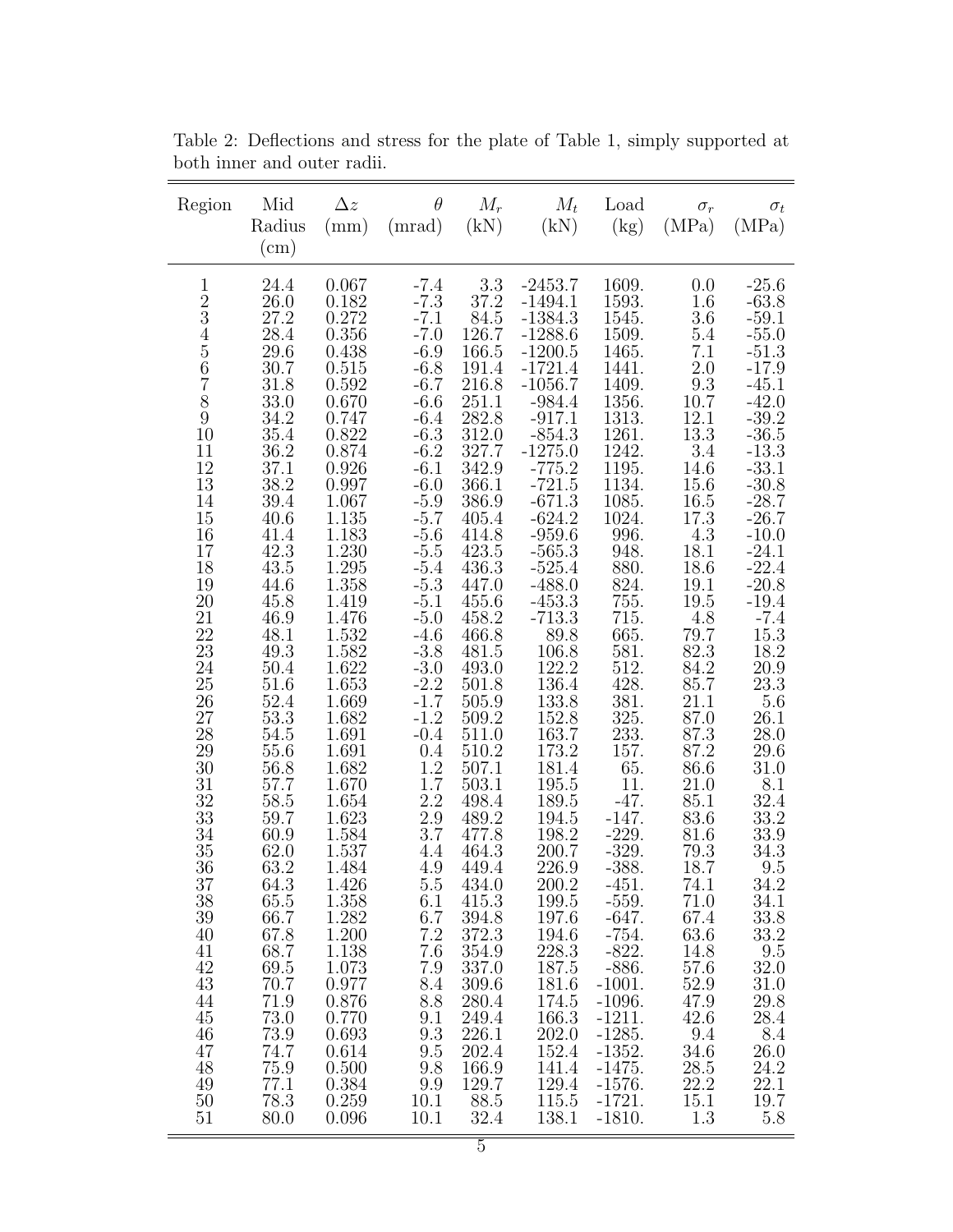Table 2: Deflections and stress for the plate of Table 1, simply supported at both inner and outer radii.

| Region | Mid Radius (cm) | $\Delta z$ (mm) | $\theta$ (mrad) | $M_r$ (kN) | $M_t$ (kN) | Load (kg) | $\sigma_r$ (MPa) | $\sigma_t$ (MPa) |
|---|---|---|---|---|---|---|---|---|
| 1 | 24.4 | 0.067 | -7.4 | 3.3 | -2453.7 | 1609. | 0.0 | -25.6 |
| 2 | 26.0 | 0.182 | -7.3 | 37.2 | -1494.1 | 1593. | 1.6 | -63.8 |
| 3 | 27.2 | 0.272 | -7.1 | 84.5 | -1384.3 | 1545. | 3.6 | -59.1 |
| 4 | 28.4 | 0.356 | -7.0 | 126.7 | -1288.6 | 1509. | 5.4 | -55.0 |
| 5 | 29.6 | 0.438 | -6.9 | 166.5 | -1200.5 | 1465. | 7.1 | -51.3 |
| 6 | 30.7 | 0.515 | -6.8 | 191.4 | -1721.4 | 1441. | 2.0 | -17.9 |
| 7 | 31.8 | 0.592 | -6.7 | 216.8 | -1056.7 | 1409. | 9.3 | -45.1 |
| 8 | 33.0 | 0.670 | -6.6 | 251.1 | -984.4 | 1356. | 10.7 | -42.0 |
| 9 | 34.2 | 0.747 | -6.4 | 282.8 | -917.1 | 1313. | 12.1 | -39.2 |
| 10 | 35.4 | 0.822 | -6.3 | 312.0 | -854.3 | 1261. | 13.3 | -36.5 |
| 11 | 36.2 | 0.874 | -6.2 | 327.7 | -1275.0 | 1242. | 3.4 | -13.3 |
| 12 | 37.1 | 0.926 | -6.1 | 342.9 | -775.2 | 1195. | 14.6 | -33.1 |
| 13 | 38.2 | 0.997 | -6.0 | 366.1 | -721.5 | 1134. | 15.6 | -30.8 |
| 14 | 39.4 | 1.067 | -5.9 | 386.9 | -671.3 | 1085. | 16.5 | -28.7 |
| 15 | 40.6 | 1.135 | -5.7 | 405.4 | -624.2 | 1024. | 17.3 | -26.7 |
| 16 | 41.4 | 1.183 | -5.6 | 414.8 | -959.6 | 996. | 4.3 | -10.0 |
| 17 | 42.3 | 1.230 | -5.5 | 423.5 | -565.3 | 948. | 18.1 | -24.1 |
| 18 | 43.5 | 1.295 | -5.4 | 436.3 | -525.4 | 880. | 18.6 | -22.4 |
| 19 | 44.6 | 1.358 | -5.3 | 447.0 | -488.0 | 824. | 19.1 | -20.8 |
| 20 | 45.8 | 1.419 | -5.1 | 455.6 | -453.3 | 755. | 19.5 | -19.4 |
| 21 | 46.9 | 1.476 | -5.0 | 458.2 | -713.3 | 715. | 4.8 | -7.4 |
| 22 | 48.1 | 1.532 | -4.6 | 466.8 | 89.8 | 665. | 79.7 | 15.3 |
| 23 | 49.3 | 1.582 | -3.8 | 481.5 | 106.8 | 581. | 82.3 | 18.2 |
| 24 | 50.4 | 1.622 | -3.0 | 493.0 | 122.2 | 512. | 84.2 | 20.9 |
| 25 | 51.6 | 1.653 | -2.2 | 501.8 | 136.4 | 428. | 85.7 | 23.3 |
| 26 | 52.4 | 1.669 | -1.7 | 505.9 | 133.8 | 381. | 21.1 | 5.6 |
| 27 | 53.3 | 1.682 | -1.2 | 509.2 | 152.8 | 325. | 87.0 | 26.1 |
| 28 | 54.5 | 1.691 | -0.4 | 511.0 | 163.7 | 233. | 87.3 | 28.0 |
| 29 | 55.6 | 1.691 | 0.4 | 510.2 | 173.2 | 157. | 87.2 | 29.6 |
| 30 | 56.8 | 1.682 | 1.2 | 507.1 | 181.4 | 65. | 86.6 | 31.0 |
| 31 | 57.7 | 1.670 | 1.7 | 503.1 | 195.5 | 11. | 21.0 | 8.1 |
| 32 | 58.5 | 1.654 | 2.2 | 498.4 | 189.5 | -47. | 85.1 | 32.4 |
| 33 | 59.7 | 1.623 | 2.9 | 489.2 | 194.5 | -147. | 83.6 | 33.2 |
| 34 | 60.9 | 1.584 | 3.7 | 477.8 | 198.2 | -229. | 81.6 | 33.9 |
| 35 | 62.0 | 1.537 | 4.4 | 464.3 | 200.7 | -329. | 79.3 | 34.3 |
| 36 | 63.2 | 1.484 | 4.9 | 449.4 | 226.9 | -388. | 18.7 | 9.5 |
| 37 | 64.3 | 1.426 | 5.5 | 434.0 | 200.2 | -451. | 74.1 | 34.2 |
| 38 | 65.5 | 1.358 | 6.1 | 415.3 | 199.5 | -559. | 71.0 | 34.1 |
| 39 | 66.7 | 1.282 | 6.7 | 394.8 | 197.6 | -647. | 67.4 | 33.8 |
| 40 | 67.8 | 1.200 | 7.2 | 372.3 | 194.6 | -754. | 63.6 | 33.2 |
| 41 | 68.7 | 1.138 | 7.6 | 354.9 | 228.3 | -822. | 14.8 | 9.5 |
| 42 | 69.5 | 1.073 | 7.9 | 337.0 | 187.5 | -886. | 57.6 | 32.0 |
| 43 | 70.7 | 0.977 | 8.4 | 309.6 | 181.6 | -1001. | 52.9 | 31.0 |
| 44 | 71.9 | 0.876 | 8.8 | 280.4 | 174.5 | -1096. | 47.9 | 29.8 |
| 45 | 73.0 | 0.770 | 9.1 | 249.4 | 166.3 | -1211. | 42.6 | 28.4 |
| 46 | 73.9 | 0.693 | 9.3 | 226.1 | 202.0 | -1285. | 9.4 | 8.4 |
| 47 | 74.7 | 0.614 | 9.5 | 202.4 | 152.4 | -1352. | 34.6 | 26.0 |
| 48 | 75.9 | 0.500 | 9.8 | 166.9 | 141.4 | -1475. | 28.5 | 24.2 |
| 49 | 77.1 | 0.384 | 9.9 | 129.7 | 129.4 | -1576. | 22.2 | 22.1 |
| 50 | 78.3 | 0.259 | 10.1 | 88.5 | 115.5 | -1721. | 15.1 | 19.7 |
| 51 | 80.0 | 0.096 | 10.1 | 32.4 | 138.1 | -1810. | 1.3 | 5.8 |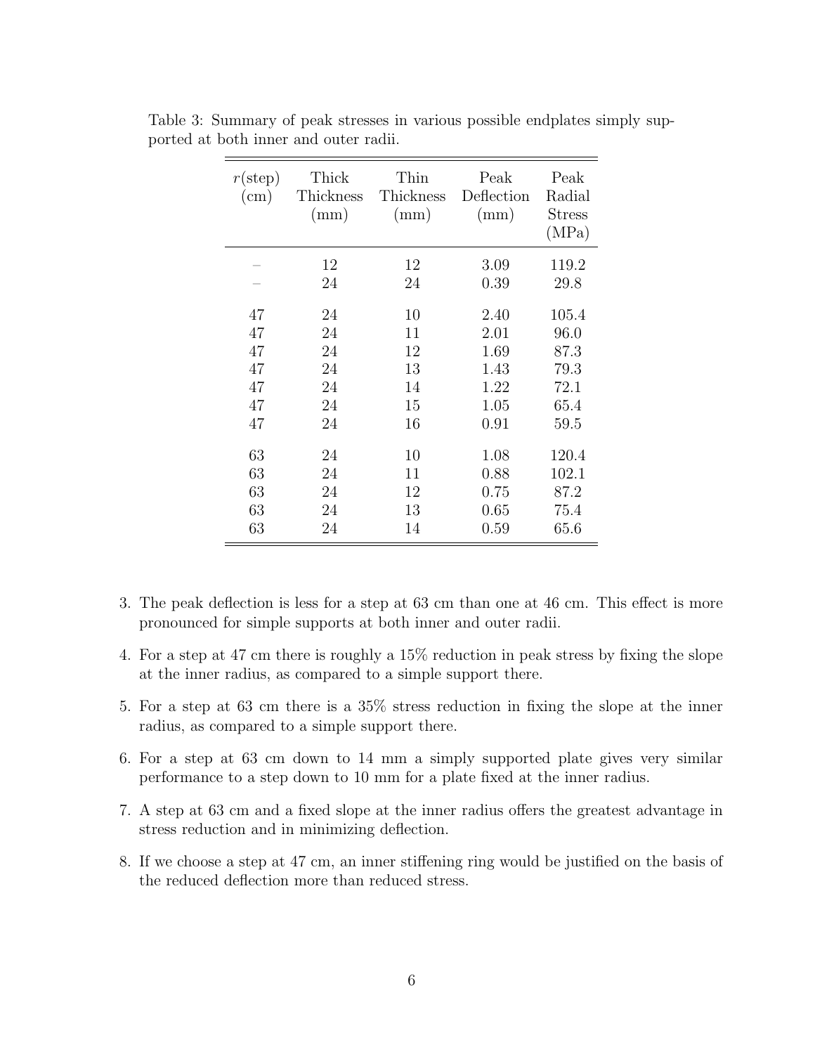Table 3: Summary of peak stresses in various possible endplates simply supported at both inner and outer radii.

| $r$(step) (cm) | Thick Thickness (mm) | Thin Thickness (mm) | Peak Deflection (mm) | Peak Radial Stress (MPa) |
|---|---|---|---|---|
| – | 12 | 12 | 3.09 | 119.2 |
| – | 24 | 24 | 0.39 | 29.8 |
| 47 | 24 | 10 | 2.40 | 105.4 |
| 47 | 24 | 11 | 2.01 | 96.0 |
| 47 | 24 | 12 | 1.69 | 87.3 |
| 47 | 24 | 13 | 1.43 | 79.3 |
| 47 | 24 | 14 | 1.22 | 72.1 |
| 47 | 24 | 15 | 1.05 | 65.4 |
| 47 | 24 | 16 | 0.91 | 59.5 |
| 63 | 24 | 10 | 1.08 | 120.4 |
| 63 | 24 | 11 | 0.88 | 102.1 |
| 63 | 24 | 12 | 0.75 | 87.2 |
| 63 | 24 | 13 | 0.65 | 75.4 |
| 63 | 24 | 14 | 0.59 | 65.6 |

3. The peak deflection is less for a step at 63 cm than one at 46 cm. This effect is more pronounced for simple supports at both inner and outer radii.
4. For a step at 47 cm there is roughly a 15% reduction in peak stress by fixing the slope at the inner radius, as compared to a simple support there.
5. For a step at 63 cm there is a 35% stress reduction in fixing the slope at the inner radius, as compared to a simple support there.
6. For a step at 63 cm down to 14 mm a simply supported plate gives very similar performance to a step down to 10 mm for a plate fixed at the inner radius.
7. A step at 63 cm and a fixed slope at the inner radius offers the greatest advantage in stress reduction and in minimizing deflection.
8. If we choose a step at 47 cm, an inner stiffening ring would be justified on the basis of the reduced deflection more than reduced stress.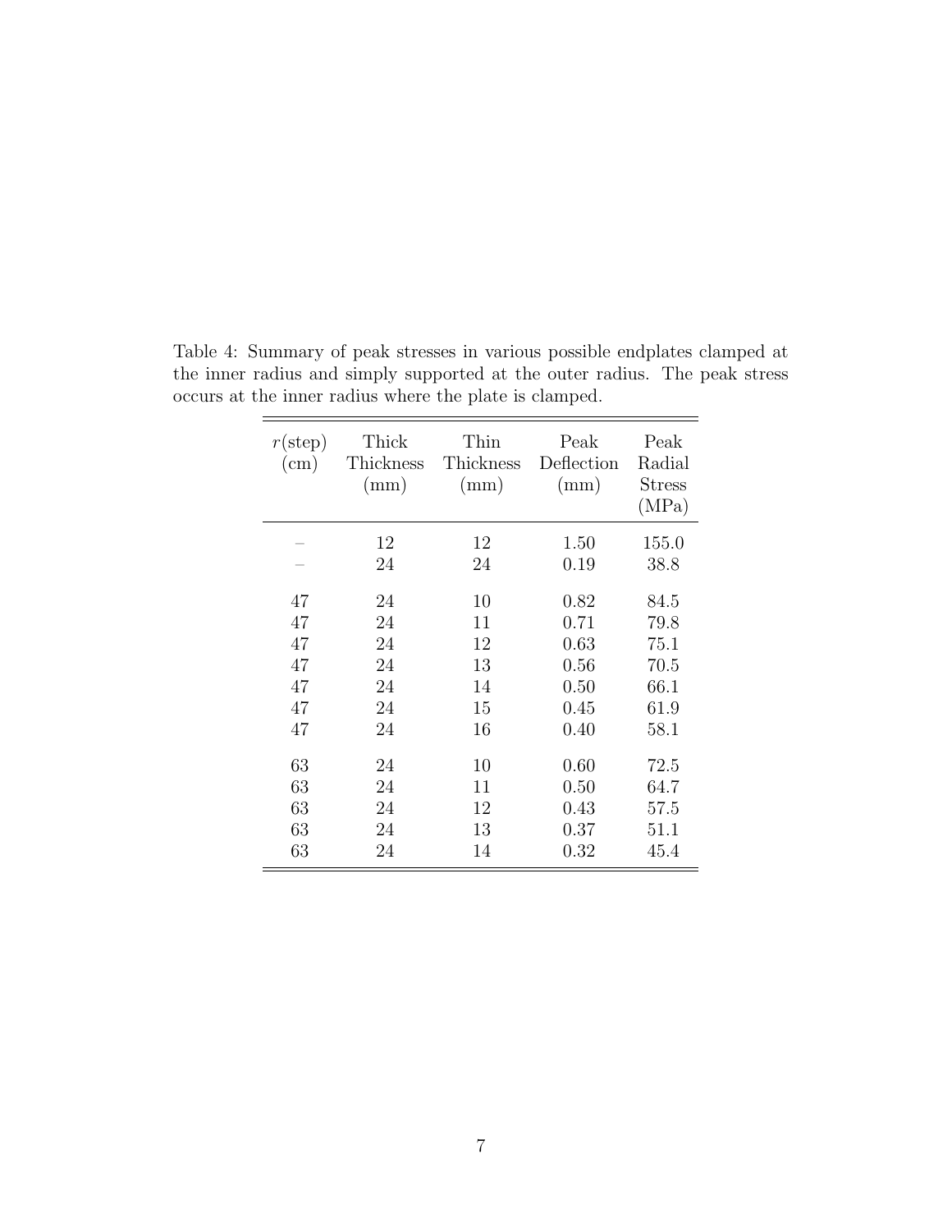Table 4: Summary of peak stresses in various possible endplates clamped at the inner radius and simply supported at the outer radius. The peak stress occurs at the inner radius where the plate is clamped.

| $r$(step) (cm) | Thick Thickness (mm) | Thin Thickness (mm) | Peak Deflection (mm) | Peak Radial Stress (MPa) |
|---|---|---|---|---|
| – | 12 | 12 | 1.50 | 155.0 |
| – | 24 | 24 | 0.19 | 38.8 |
| 47 | 24 | 10 | 0.82 | 84.5 |
| 47 | 24 | 11 | 0.71 | 79.8 |
| 47 | 24 | 12 | 0.63 | 75.1 |
| 47 | 24 | 13 | 0.56 | 70.5 |
| 47 | 24 | 14 | 0.50 | 66.1 |
| 47 | 24 | 15 | 0.45 | 61.9 |
| 47 | 24 | 16 | 0.40 | 58.1 |
| 63 | 24 | 10 | 0.60 | 72.5 |
| 63 | 24 | 11 | 0.50 | 64.7 |
| 63 | 24 | 12 | 0.43 | 57.5 |
| 63 | 24 | 13 | 0.37 | 51.1 |
| 63 | 24 | 14 | 0.32 | 45.4 |